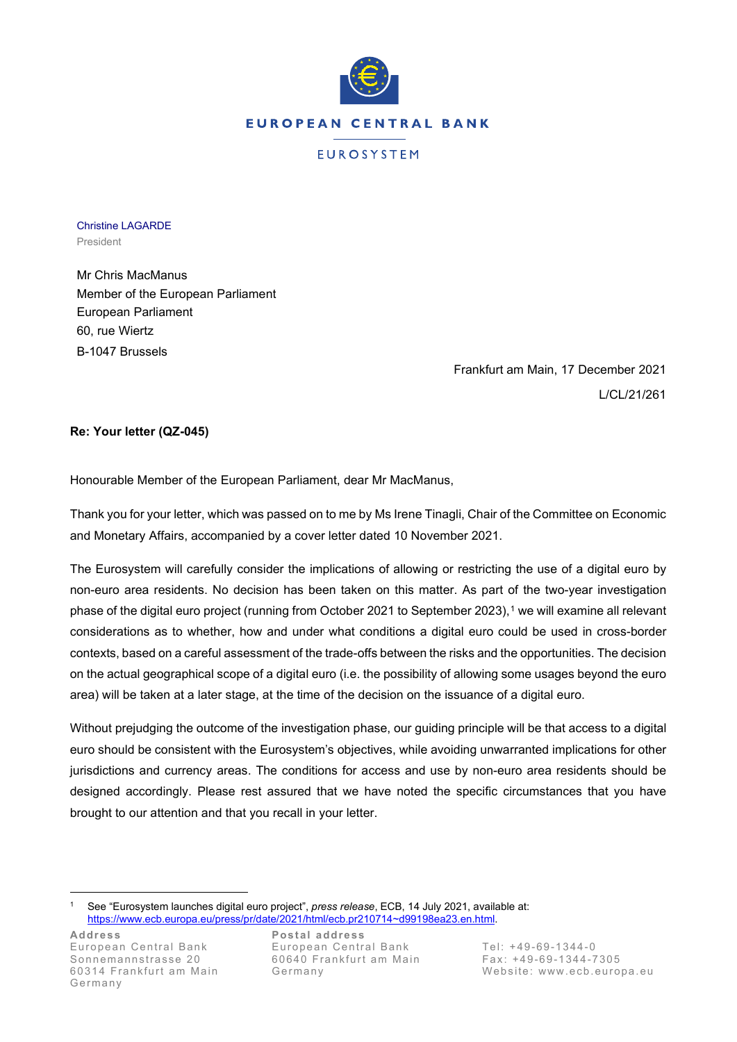EUROPEAN CENTRAL BANK

EUROSYSTEM

Christine LAGARDE
President

Mr Chris MacManus
Member of the European Parliament
European Parliament
60, rue Wiertz
B-1047 Brussels

Frankfurt am Main, 17 December 2021
L/CL/21/261

**Re: Your letter (QZ-045)**

Honourable Member of the European Parliament, dear Mr MacManus,

Thank you for your letter, which was passed on to me by Ms Irene Tinagli, Chair of the Committee on Economic and Monetary Affairs, accompanied by a cover letter dated 10 November 2021.

The Eurosystem will carefully consider the implications of allowing or restricting the use of a digital euro by non-euro area residents. No decision has been taken on this matter. As part of the two-year investigation phase of the digital euro project (running from October 2021 to September 2023),[1] we will examine all relevant considerations as to whether, how and under what conditions a digital euro could be used in cross-border contexts, based on a careful assessment of the trade-offs between the risks and the opportunities. The decision on the actual geographical scope of a digital euro (i.e. the possibility of allowing some usages beyond the euro area) will be taken at a later stage, at the time of the decision on the issuance of a digital euro.

Without prejudging the outcome of the investigation phase, our guiding principle will be that access to a digital euro should be consistent with the Eurosystem's objectives, while avoiding unwarranted implications for other jurisdictions and currency areas. The conditions for access and use by non-euro area residents should be designed accordingly. Please rest assured that we have noted the specific circumstances that you have brought to our attention and that you recall in your letter.

[1] See "Eurosystem launches digital euro project", *press release*, ECB, 14 July 2021, available at: https://www.ecb.europa.eu/press/pr/date/2021/html/ecb.pr210714~d99198ea23.en.html.

**Address**
European Central Bank
Sonnemannstrasse 20
60314 Frankfurt am Main
Germany

**Postal address**
European Central Bank
60640 Frankfurt am Main
Germany

Tel: +49-69-1344-0
Fax: +49-69-1344-7305
Website: www.ecb.europa.eu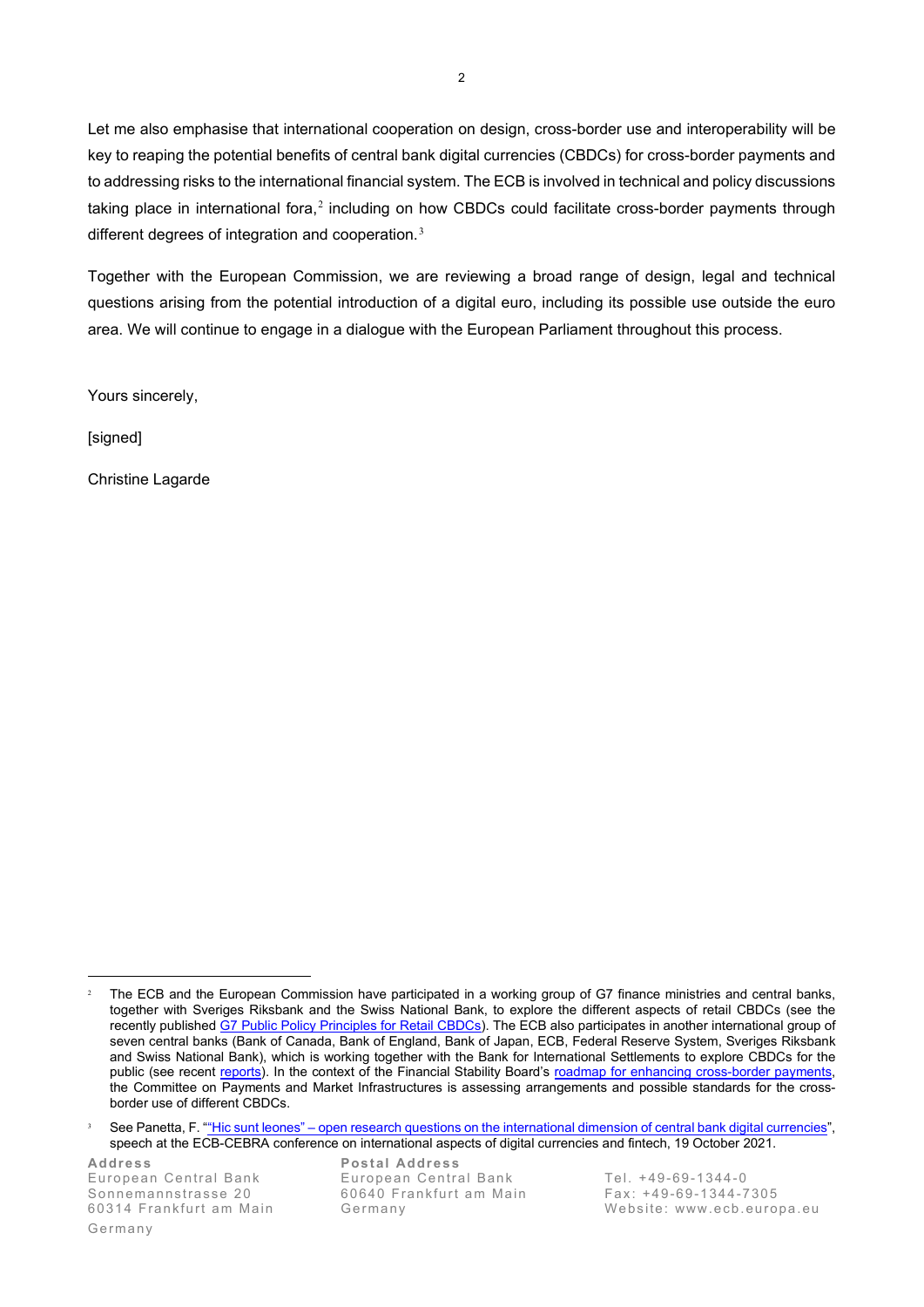Let me also emphasise that international cooperation on design, cross-border use and interoperability will be key to reaping the potential benefits of central bank digital currencies (CBDCs) for cross-border payments and to addressing risks to the international financial system. The ECB is involved in technical and policy discussions taking place in international fora,[2] including on how CBDCs could facilitate cross-border payments through different degrees of integration and cooperation.[3]

Together with the European Commission, we are reviewing a broad range of design, legal and technical questions arising from the potential introduction of a digital euro, including its possible use outside the euro area. We will continue to engage in a dialogue with the European Parliament throughout this process.

Yours sincerely,

[signed]

Christine Lagarde

---

[2] The ECB and the European Commission have participated in a working group of G7 finance ministries and central banks, together with Sveriges Riksbank and the Swiss National Bank, to explore the different aspects of retail CBDCs (see the recently published G7 Public Policy Principles for Retail CBDCs). The ECB also participates in another international group of seven central banks (Bank of Canada, Bank of England, Bank of Japan, ECB, Federal Reserve System, Sveriges Riksbank and Swiss National Bank), which is working together with the Bank for International Settlements to explore CBDCs for the public (see recent reports). In the context of the Financial Stability Board's roadmap for enhancing cross-border payments, the Committee on Payments and Market Infrastructures is assessing arrangements and possible standards for the cross-border use of different CBDCs.

[3] See Panetta, F. ""Hic sunt leones" – open research questions on the international dimension of central bank digital currencies", speech at the ECB-CEBRA conference on international aspects of digital currencies and fintech, 19 October 2021.

**Address**
European Central Bank
Sonnemannstrasse 20
60314 Frankfurt am Main
Germany

**Postal Address**
European Central Bank
60640 Frankfurt am Main
Germany

Tel. +49-69-1344-0
Fax: +49-69-1344-7305
Website: www.ecb.europa.eu